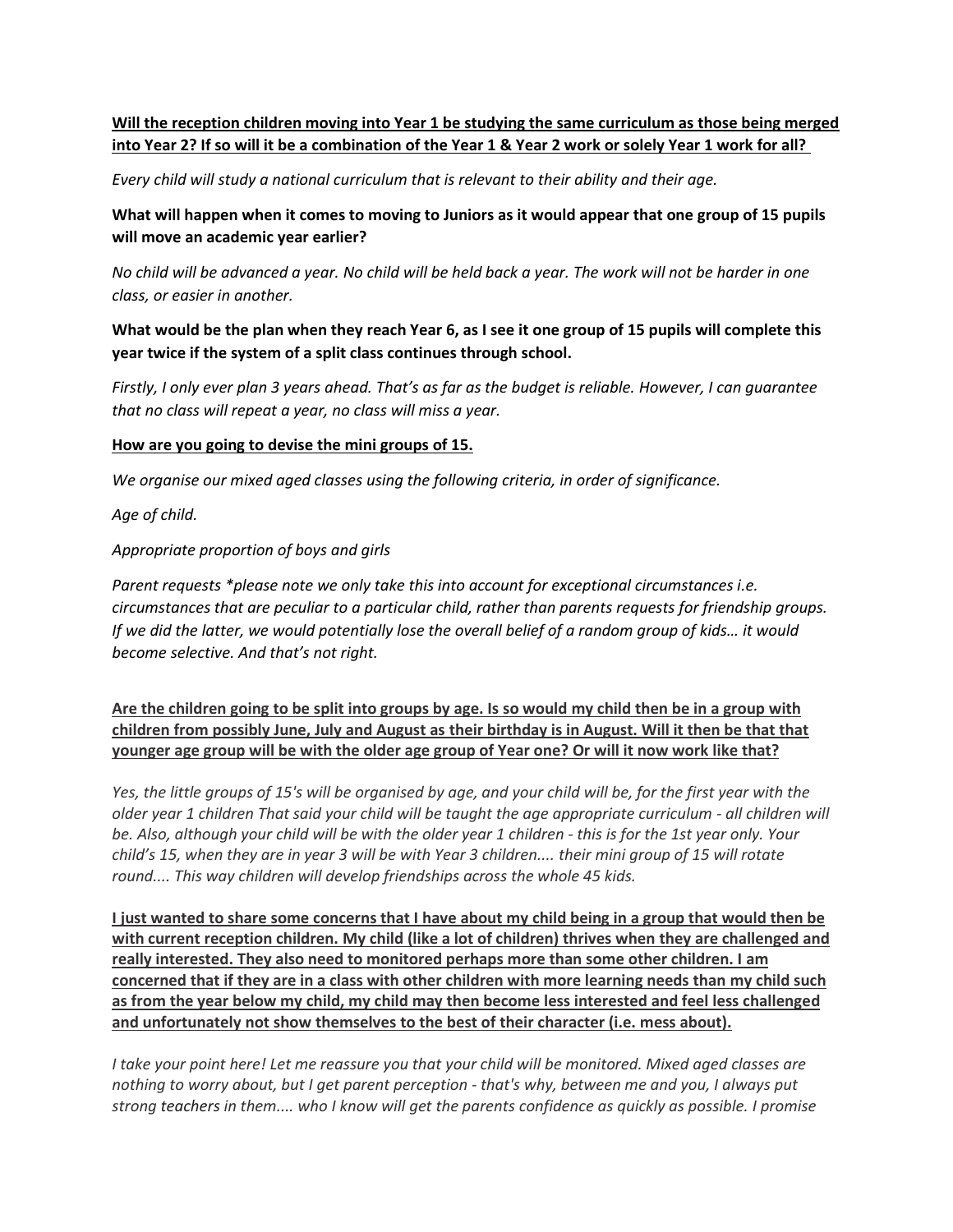**Will the reception children moving into Year 1 be studying the same curriculum as those being merged into Year 2? If so will it be a combination of the Year 1 & Year 2 work or solely Year 1 work for all?**

*Every child will study a national curriculum that is relevant to their ability and their age.*

**What will happen when it comes to moving to Juniors as it would appear that one group of 15 pupils will move an academic year earlier?**

*No child will be advanced a year. No child will be held back a year. The work will not be harder in one class, or easier in another.*

**What would be the plan when they reach Year 6, as I see it one group of 15 pupils will complete this year twice if the system of a split class continues through school.**

*Firstly, I only ever plan 3 years ahead. That's as far as the budget is reliable. However, I can guarantee that no class will repeat a year, no class will miss a year.*

**How are you going to devise the mini groups of 15.**

*We organise our mixed aged classes using the following criteria, in order of significance.*

*Age of child.*

*Appropriate proportion of boys and girls*

*Parent requests *please note we only take this into account for exceptional circumstances i.e. circumstances that are peculiar to a particular child, rather than parents requests for friendship groups. If we did the latter, we would potentially lose the overall belief of a random group of kids… it would become selective. And that's not right.*

**Are the children going to be split into groups by age. Is so would my child then be in a group with children from possibly June, July and August as their birthday is in August. Will it then be that that younger age group will be with the older age group of Year one? Or will it now work like that?**

*Yes, the little groups of 15's will be organised by age, and your child will be, for the first year with the older year 1 children That said your child will be taught the age appropriate curriculum - all children will be. Also, although your child will be with the older year 1 children - this is for the 1st year only. Your child's 15, when they are in year 3 will be with Year 3 children.... their mini group of 15 will rotate round.... This way children will develop friendships across the whole 45 kids.*

**I just wanted to share some concerns that I have about my child being in a group that would then be with current reception children. My child (like a lot of children) thrives when they are challenged and really interested. They also need to monitored perhaps more than some other children. I am concerned that if they are in a class with other children with more learning needs than my child such as from the year below my child, my child may then become less interested and feel less challenged and unfortunately not show themselves to the best of their character (i.e. mess about).**

*I take your point here! Let me reassure you that your child will be monitored. Mixed aged classes are nothing to worry about, but I get parent perception - that's why, between me and you, I always put strong teachers in them.... who I know will get the parents confidence as quickly as possible. I promise*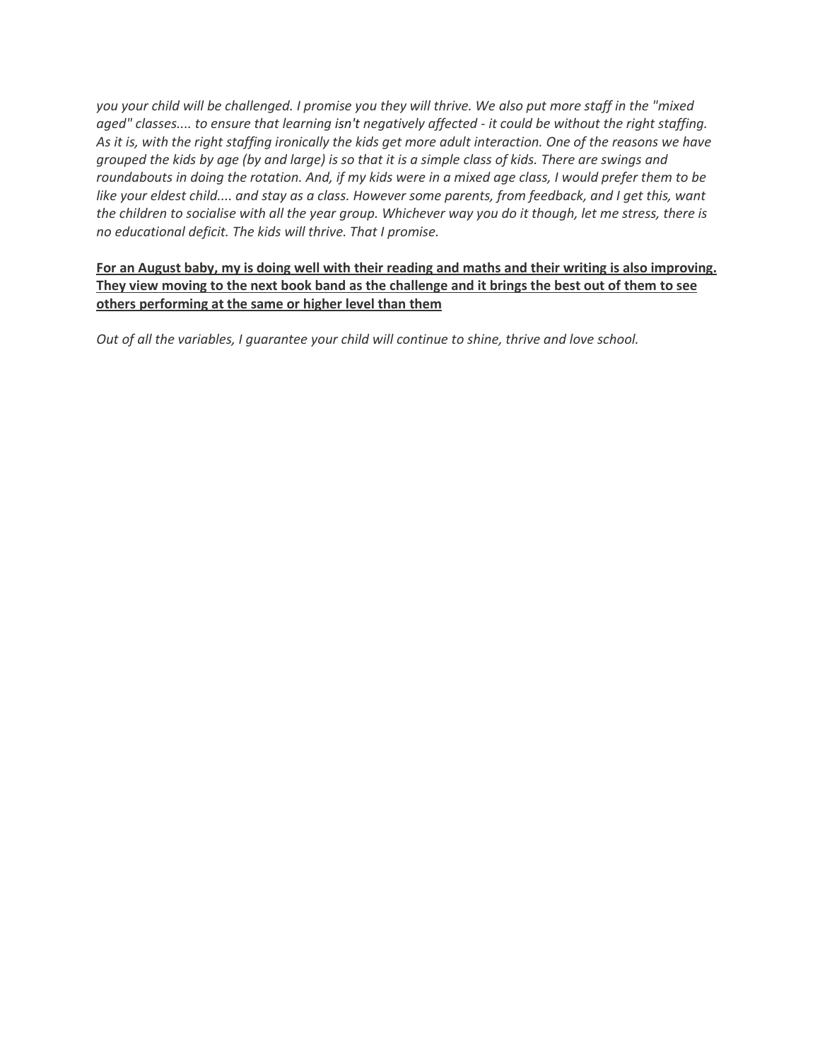*you your child will be challenged. I promise you they will thrive. We also put more staff in the "mixed aged" classes.... to ensure that learning isn't negatively affected - it could be without the right staffing. As it is, with the right staffing ironically the kids get more adult interaction. One of the reasons we have grouped the kids by age (by and large) is so that it is a simple class of kids. There are swings and roundabouts in doing the rotation. And, if my kids were in a mixed age class, I would prefer them to be like your eldest child.... and stay as a class. However some parents, from feedback, and I get this, want the children to socialise with all the year group. Whichever way you do it though, let me stress, there is no educational deficit. The kids will thrive. That I promise.*

<u>**For an August baby, my is doing well with their reading and maths and their writing is also improving. They view moving to the next book band as the challenge and it brings the best out of them to see others performing at the same or higher level than them**</u>

*Out of all the variables, I guarantee your child will continue to shine, thrive and love school.*